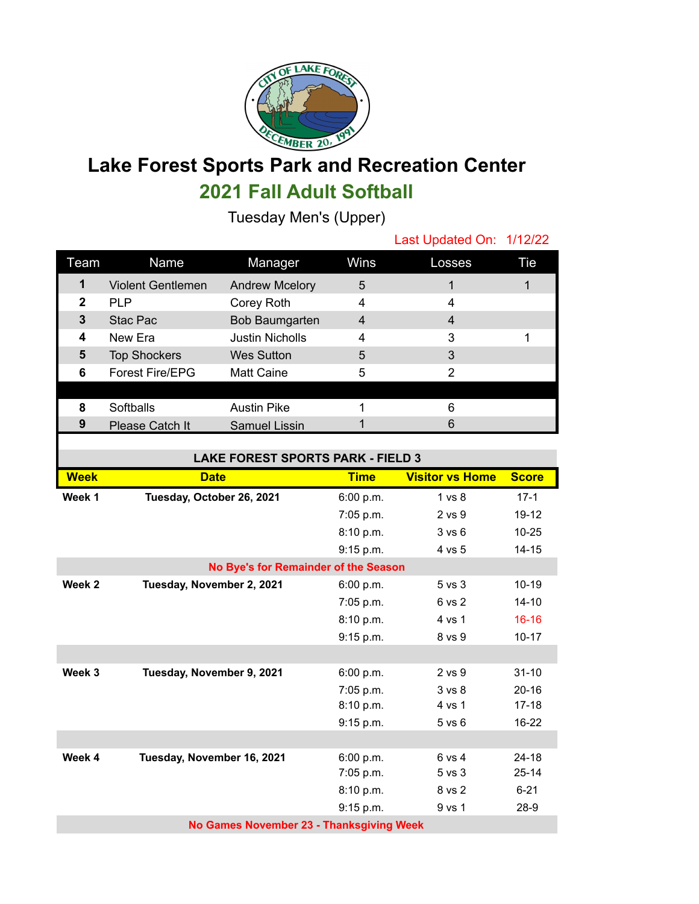# Lake Forest Sports Park and Recreation Center

## 2021 Fall Adult Softball

Tuesday Men's (Upper)

Last Updated On: 1/12/22

| Team | Name | Manager | Wins | Losses | Tie |
|---|---|---|---|---|---|
| 1 | Violent Gentlemen | Andrew Mcelory | 5 | 1 | 1 |
| 2 | PLP | Corey Roth | 4 | 4 | |
| 3 | Stac Pac | Bob Baumgarten | 4 | 4 | |
| 4 | New Era | Justin Nicholls | 4 | 3 | 1 |
| 5 | Top Shockers | Wes Sutton | 5 | 3 | |
| 6 | Forest Fire/EPG | Matt Caine | 5 | 2 | |
| | | | | | |
| 8 | Softballs | Austin Pike | 1 | 6 | |
| 9 | Please Catch It | Samuel Lissin | 1 | 6 | |

**LAKE FOREST SPORTS PARK - FIELD 3**

| Week | Date | Time | Visitor vs Home | Score |
|---|---|---|---|---|
| **Week 1** | **Tuesday, October 26, 2021** | 6:00 p.m. | 1 vs 8 | 17-1 |
| | | 7:05 p.m. | 2 vs 9 | 19-12 |
| | | 8:10 p.m. | 3 vs 6 | 10-25 |
| | | 9:15 p.m. | 4 vs 5 | 14-15 |
| | **No Bye's for Remainder of the Season** | | | |
| **Week 2** | **Tuesday, November 2, 2021** | 6:00 p.m. | 5 vs 3 | 10-19 |
| | | 7:05 p.m. | 6 vs 2 | 14-10 |
| | | 8:10 p.m. | 4 vs 1 | 16-16 |
| | | 9:15 p.m. | 8 vs 9 | 10-17 |
| **Week 3** | **Tuesday, November 9, 2021** | 6:00 p.m. | 2 vs 9 | 31-10 |
| | | 7:05 p.m. | 3 vs 8 | 20-16 |
| | | 8:10 p.m. | 4 vs 1 | 17-18 |
| | | 9:15 p.m. | 5 vs 6 | 16-22 |
| **Week 4** | **Tuesday, November 16, 2021** | 6:00 p.m. | 6 vs 4 | 24-18 |
| | | 7:05 p.m. | 5 vs 3 | 25-14 |
| | | 8:10 p.m. | 8 vs 2 | 6-21 |
| | | 9:15 p.m. | 9 vs 1 | 28-9 |
| | **No Games November 23 - Thanksgiving Week** | | | |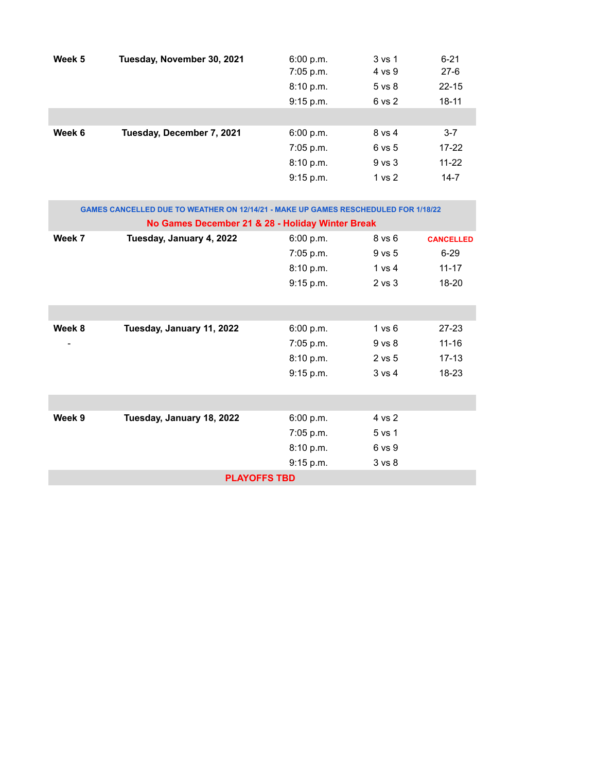| | | | | |
|---|---|---|---|---|
| **Week 5** | **Tuesday, November 30, 2021** | 6:00 p.m. | 3 vs 1 | 6-21 |
| | | 7:05 p.m. | 4 vs 9 | 27-6 |
| | | 8:10 p.m. | 5 vs 8 | 22-15 |
| | | 9:15 p.m. | 6 vs 2 | 18-11 |
| | | | | |
| **Week 6** | **Tuesday, December 7, 2021** | 6:00 p.m. | 8 vs 4 | 3-7 |
| | | 7:05 p.m. | 6 vs 5 | 17-22 |
| | | 8:10 p.m. | 9 vs 3 | 11-22 |
| | | 9:15 p.m. | 1 vs 2 | 14-7 |
| **GAMES CANCELLED DUE TO WEATHER ON 12/14/21 - MAKE UP GAMES RESCHEDULED FOR 1/18/22** | | | | |
| **No Games December 21 & 28 - Holiday Winter Break** | | | | |
| **Week 7** | **Tuesday, January 4, 2022** | 6:00 p.m. | 8 vs 6 | **CANCELLED** |
| | | 7:05 p.m. | 9 vs 5 | 6-29 |
| | | 8:10 p.m. | 1 vs 4 | 11-17 |
| | | 9:15 p.m. | 2 vs 3 | 18-20 |
| | | | | |
| **Week 8** | **Tuesday, January 11, 2022** | 6:00 p.m. | 1 vs 6 | 27-23 |
| - | | 7:05 p.m. | 9 vs 8 | 11-16 |
| | | 8:10 p.m. | 2 vs 5 | 17-13 |
| | | 9:15 p.m. | 3 vs 4 | 18-23 |
| | | | | |
| **Week 9** | **Tuesday, January 18, 2022** | 6:00 p.m. | 4 vs 2 | |
| | | 7:05 p.m. | 5 vs 1 | |
| | | 8:10 p.m. | 6 vs 9 | |
| | | 9:15 p.m. | 3 vs 8 | |
| **PLAYOFFS TBD** | | | | |